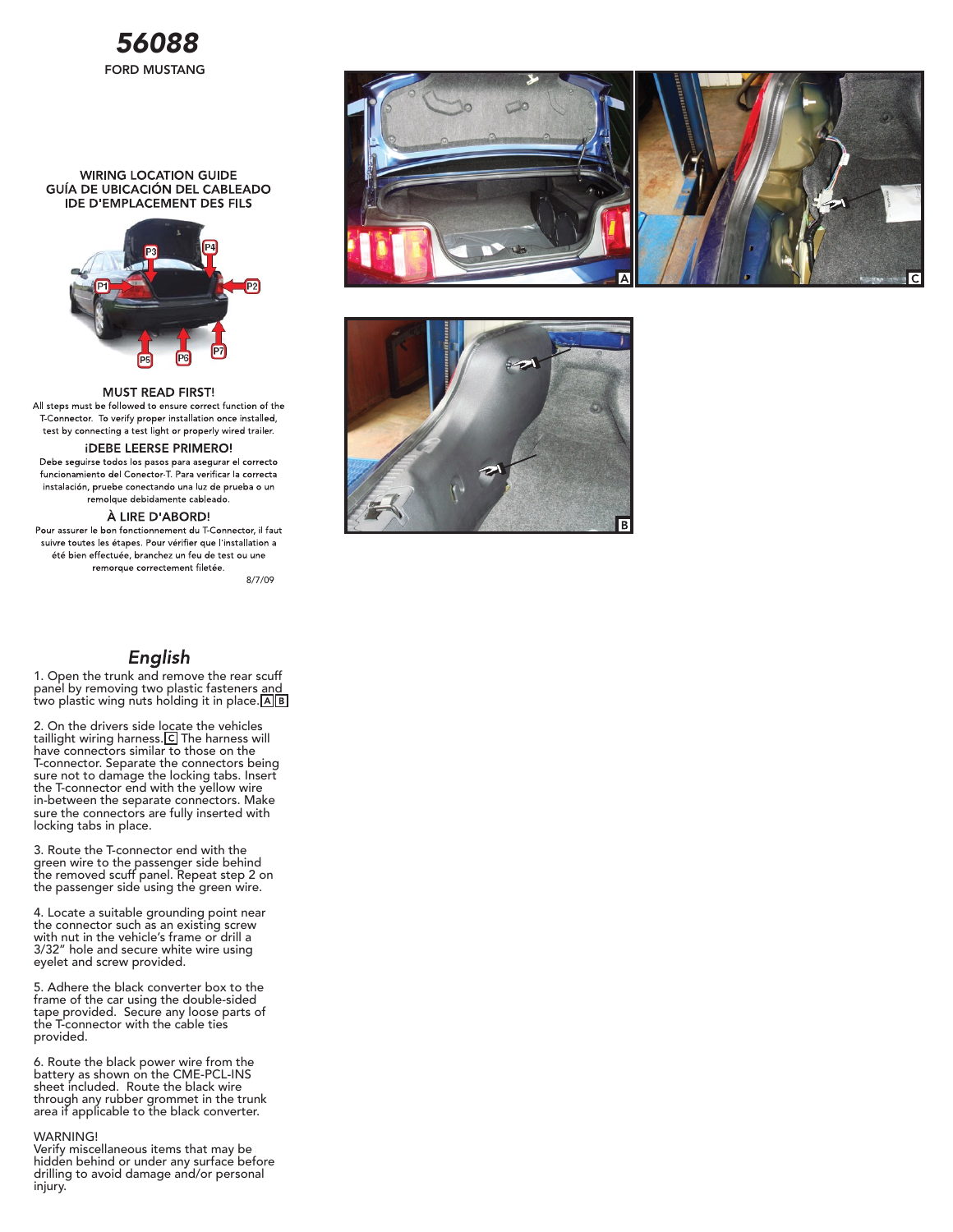# 56088

FORD MUSTANG

WIRING LOCATION GUIDE
GUÍA DE UBICACIÓN DEL CABLEADO
IDE D'EMPLACEMENT DES FILS

P3 P4 P1 P2 P5 P6 P7

### MUST READ FIRST!

All steps must be followed to ensure correct function of the T-Connector. To verify proper installation once installed, test by connecting a test light or properly wired trailer.

### ¡DEBE LEERSE PRIMERO!

Debe seguirse todos los pasos para asegurar el correcto funcionamiento del Conector-T. Para verificar la correcta instalación, pruebe conectando una luz de prueba o un remolque debidamente cableado.

### À LIRE D'ABORD!

Pour assurer le bon fonctionnement du T-Connector, il faut suivre toutes les étapes. Pour vérifier que l'installation a été bien effectuée, branchez un feu de test ou une remorque correctement filetée.

8/7/09

## *English*

1. Open the trunk and remove the rear scuff panel by removing two plastic fasteners and two plastic wing nuts holding it in place. A B

2. On the drivers side locate the vehicles taillight wiring harness. C The harness will have connectors similar to those on the T-connector. Separate the connectors being sure not to damage the locking tabs. Insert the T-connector end with the yellow wire in-between the separate connectors. Make sure the connectors are fully inserted with locking tabs in place.

3. Route the T-connector end with the green wire to the passenger side behind the removed scuff panel. Repeat step 2 on the passenger side using the green wire.

4. Locate a suitable grounding point near the connector such as an existing screw with nut in the vehicle's frame or drill a 3/32" hole and secure white wire using eyelet and screw provided.

5. Adhere the black converter box to the frame of the car using the double-sided tape provided. Secure any loose parts of the T-connector with the cable ties provided.

6. Route the black power wire from the battery as shown on the CME-PCL-INS sheet included. Route the black wire through any rubber grommet in the trunk area if applicable to the black converter.

WARNING!
Verify miscellaneous items that may be hidden behind or under any surface before drilling to avoid damage and/or personal injury.

A

C

B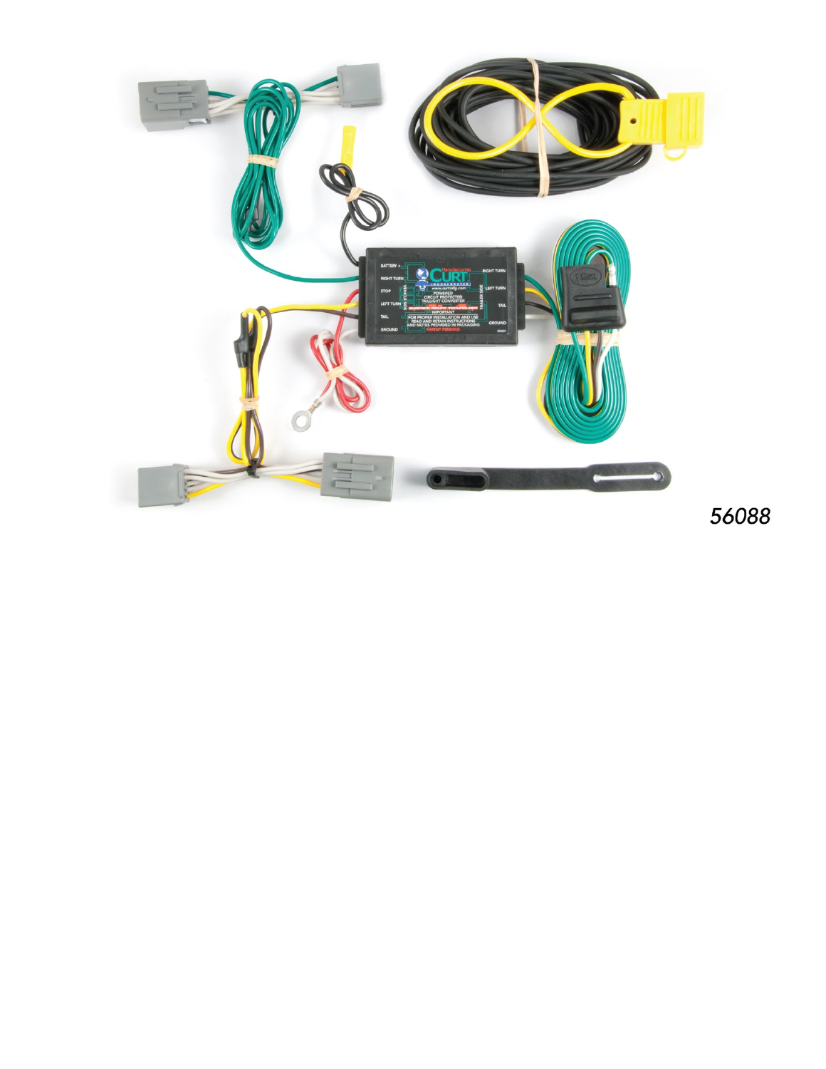56088